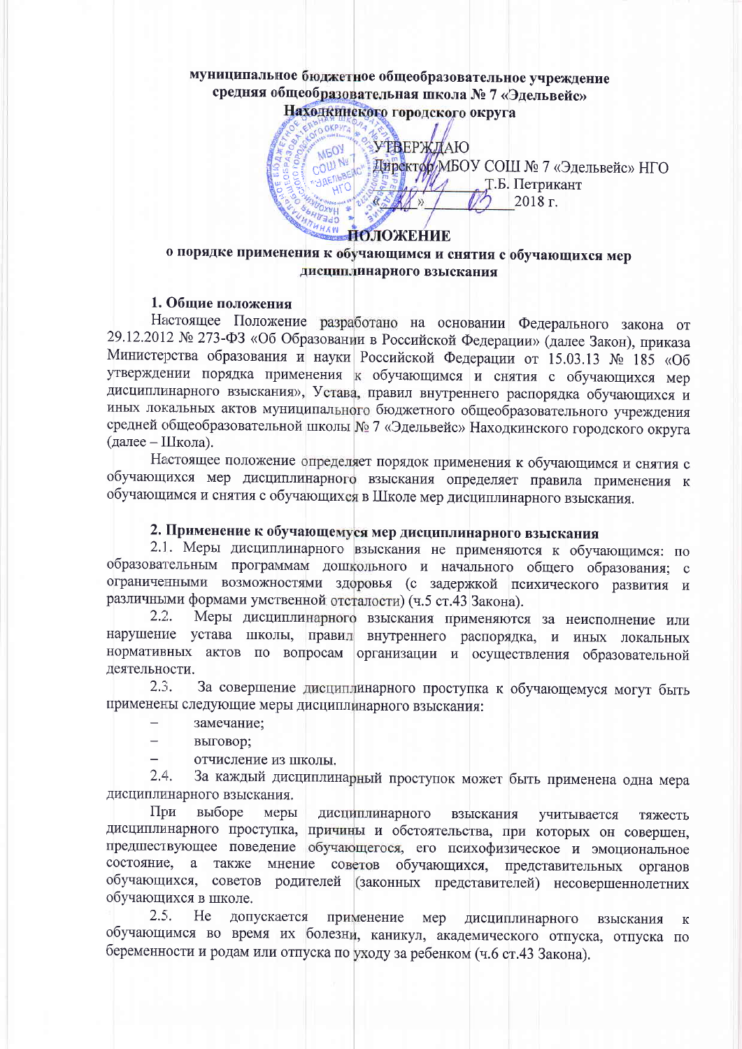муниципальное бюджетное общеобразовательное учреждение
средняя общеобразовательная школа № 7 «Эдельвейс»
Находкинского городского округа

УТВЕРЖДАЮ
Директор МБОУ СОШ № 7 «Эдельвейс» НГО
_________ Т.Б. Петрикант
«___» ____________ 2018 г.

# ПОЛОЖЕНИЕ
## о порядке применения к обучающимся и снятия с обучающихся мер дисциплинарного взыскания

### 1. Общие положения

Настоящее Положение разработано на основании Федерального закона от 29.12.2012 № 273-ФЗ «Об Образовании в Российской Федерации» (далее Закон), приказа Министерства образования и науки Российской Федерации от 15.03.13 № 185 «Об утверждении порядка применения к обучающимся и снятия с обучающихся мер дисциплинарного взыскания», Устава, правил внутреннего распорядка обучающихся и иных локальных актов муниципального бюджетного общеобразовательного учреждения средней общеобразовательной школы № 7 «Эдельвейс» Находкинского городского округа (далее – Школа).

Настоящее положение определяет порядок применения к обучающимся и снятия с обучающихся мер дисциплинарного взыскания определяет правила применения к обучающимся и снятия с обучающихся в Школе мер дисциплинарного взыскания.

### 2. Применение к обучающемуся мер дисциплинарного взыскания

2.1. Меры дисциплинарного взыскания не применяются к обучающимся: по образовательным программам дошкольного и начального общего образования; с ограниченными возможностями здоровья (с задержкой психического развития и различными формами умственной отсталости) (ч.5 ст.43 Закона).

2.2. Меры дисциплинарного взыскания применяются за неисполнение или нарушение устава школы, правил внутреннего распорядка, и иных локальных нормативных актов по вопросам организации и осуществления образовательной деятельности.

2.3. За совершение дисциплинарного проступка к обучающемуся могут быть применены следующие меры дисциплинарного взыскания:

- замечание;
- выговор;
- отчисление из школы.

2.4. За каждый дисциплинарный проступок может быть применена одна мера дисциплинарного взыскания.

При выборе меры дисциплинарного взыскания учитывается тяжесть дисциплинарного проступка, причины и обстоятельства, при которых он совершен, предшествующее поведение обучающегося, его психофизическое и эмоциональное состояние, а также мнение советов обучающихся, представительных органов обучающихся, советов родителей (законных представителей) несовершеннолетних обучающихся в школе.

2.5. Не допускается применение мер дисциплинарного взыскания к обучающимся во время их болезни, каникул, академического отпуска, отпуска по беременности и родам или отпуска по уходу за ребенком (ч.6 ст.43 Закона).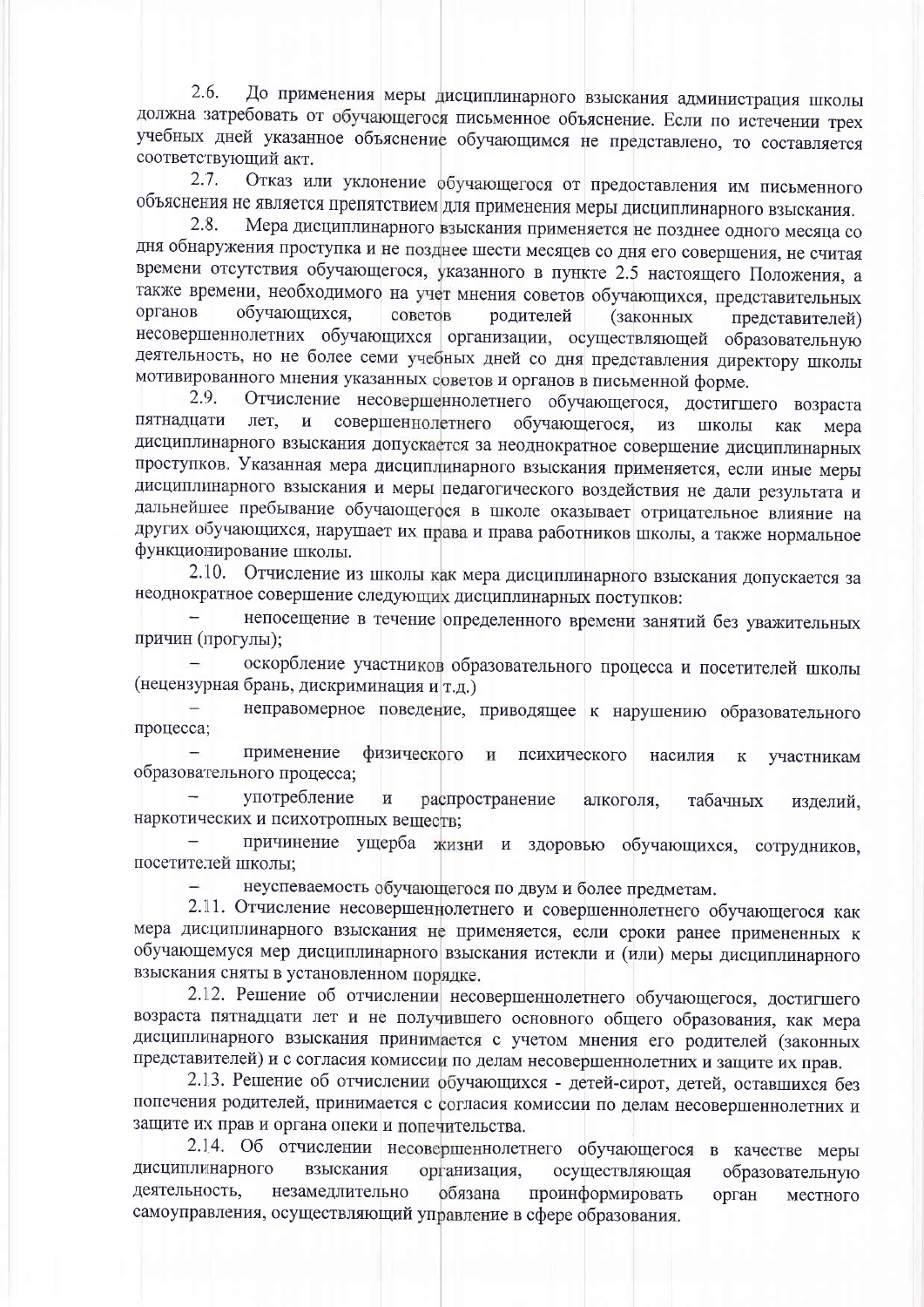2.6. До применения меры дисциплинарного взыскания администрация школы должна затребовать от обучающегося письменное объяснение. Если по истечении трех учебных дней указанное объяснение обучающимся не представлено, то составляется соответствующий акт.

2.7. Отказ или уклонение обучающегося от предоставления им письменного объяснения не является препятствием для применения меры дисциплинарного взыскания.

2.8. Мера дисциплинарного взыскания применяется не позднее одного месяца со дня обнаружения проступка и не позднее шести месяцев со дня его совершения, не считая времени отсутствия обучающегося, указанного в пункте 2.5 настоящего Положения, а также времени, необходимого на учет мнения советов обучающихся, представительных органов обучающихся, советов родителей (законных представителей) несовершеннолетних обучающихся организации, осуществляющей образовательную деятельность, но не более семи учебных дней со дня представления директору школы мотивированного мнения указанных советов и органов в письменной форме.

2.9. Отчисление несовершеннолетнего обучающегося, достигшего возраста пятнадцати лет, и совершеннолетнего обучающегося, из школы как мера дисциплинарного взыскания допускается за неоднократное совершение дисциплинарных проступков. Указанная мера дисциплинарного взыскания применяется, если иные меры дисциплинарного взыскания и меры педагогического воздействия не дали результата и дальнейшее пребывание обучающегося в школе оказывает отрицательное влияние на других обучающихся, нарушает их права и права работников школы, а также нормальное функционирование школы.

2.10. Отчисление из школы как мера дисциплинарного взыскания допускается за неоднократное совершение следующих дисциплинарных поступков:

- непосещение в течение определенного времени занятий без уважительных причин (прогулы);
- оскорбление участников образовательного процесса и посетителей школы (нецензурная брань, дискриминация и т.д.)
- неправомерное поведение, приводящее к нарушению образовательного процесса;
- применение физического и психического насилия к участникам образовательного процесса;
- употребление и распространение алкоголя, табачных изделий, наркотических и психотропных веществ;
- причинение ущерба жизни и здоровью обучающихся, сотрудников, посетителей школы;
- неуспеваемость обучающегося по двум и более предметам.

2.11. Отчисление несовершеннолетнего и совершеннолетнего обучающегося как мера дисциплинарного взыскания не применяется, если сроки ранее примененных к обучающемуся мер дисциплинарного взыскания истекли и (или) меры дисциплинарного взыскания сняты в установленном порядке.

2.12. Решение об отчислении несовершеннолетнего обучающегося, достигшего возраста пятнадцати лет и не получившего основного общего образования, как мера дисциплинарного взыскания принимается с учетом мнения его родителей (законных представителей) и с согласия комиссии по делам несовершеннолетних и защите их прав.

2.13. Решение об отчислении обучающихся - детей-сирот, детей, оставшихся без попечения родителей, принимается с согласия комиссии по делам несовершеннолетних и защите их прав и органа опеки и попечительства.

2.14. Об отчислении несовершеннолетнего обучающегося в качестве меры дисциплинарного взыскания организация, осуществляющая образовательную деятельность, незамедлительно обязана проинформировать орган местного самоуправления, осуществляющий управление в сфере образования.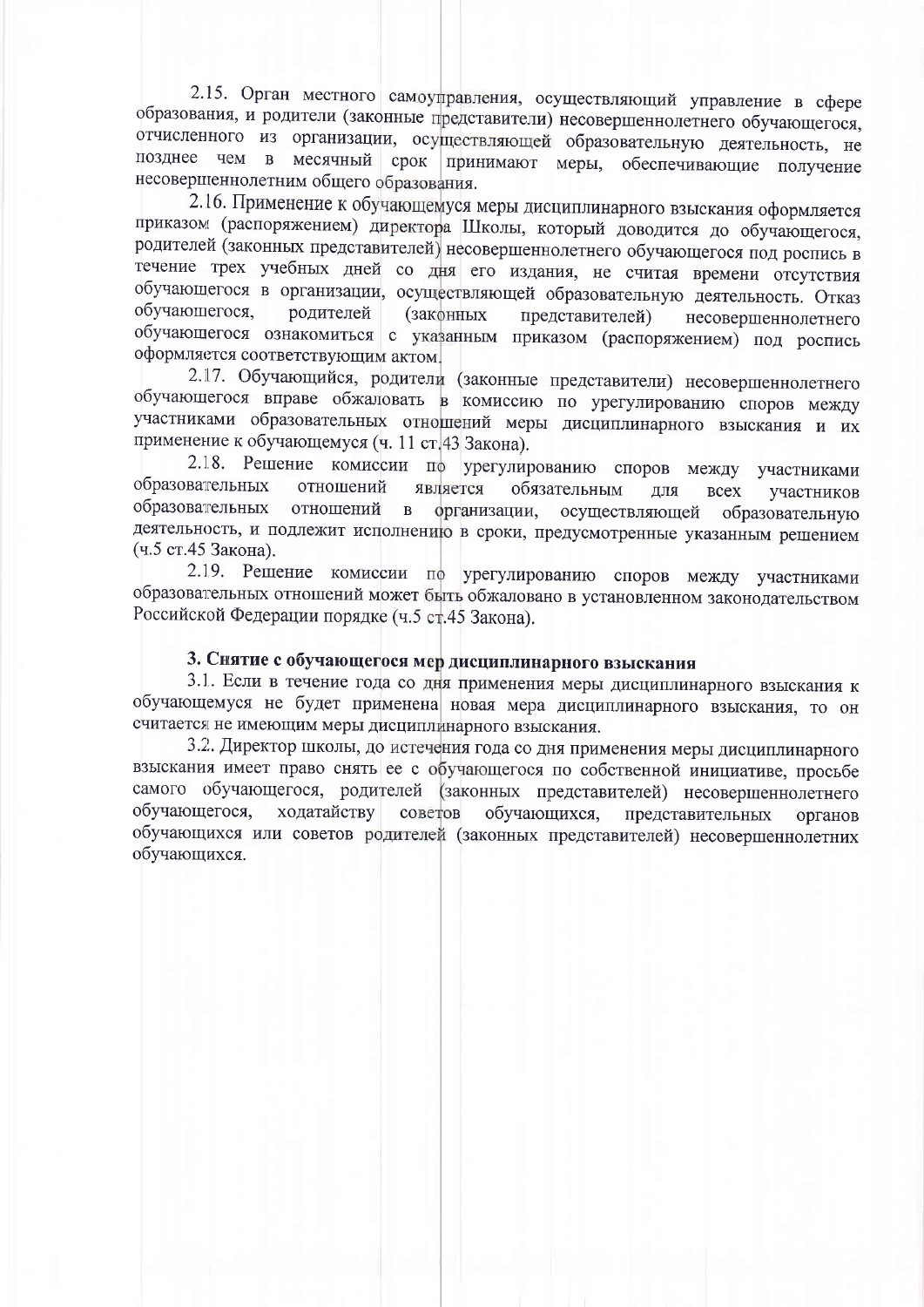2.15. Орган местного самоуправления, осуществляющий управление в сфере образования, и родители (законные представители) несовершеннолетнего обучающегося, отчисленного из организации, осуществляющей образовательную деятельность, не позднее чем в месячный срок принимают меры, обеспечивающие получение несовершеннолетним общего образования.

2.16. Применение к обучающемуся меры дисциплинарного взыскания оформляется приказом (распоряжением) директора Школы, который доводится до обучающегося, родителей (законных представителей) несовершеннолетнего обучающегося под роспись в течение трех учебных дней со дня его издания, не считая времени отсутствия обучающегося в организации, осуществляющей образовательную деятельность. Отказ обучающегося, родителей (законных представителей) несовершеннолетнего обучающегося ознакомиться с указанным приказом (распоряжением) под роспись оформляется соответствующим актом.

2.17. Обучающийся, родители (законные представители) несовершеннолетнего обучающегося вправе обжаловать в комиссию по урегулированию споров между участниками образовательных отношений меры дисциплинарного взыскания и их применение к обучающемуся (ч. 11 ст.43 Закона).

2.18. Решение комиссии по урегулированию споров между участниками образовательных отношений является обязательным для всех участников образовательных отношений в организации, осуществляющей образовательную деятельность, и подлежит исполнению в сроки, предусмотренные указанным решением (ч.5 ст.45 Закона).

2.19. Решение комиссии по урегулированию споров между участниками образовательных отношений может быть обжаловано в установленном законодательством Российской Федерации порядке (ч.5 ст.45 Закона).

## 3. Снятие с обучающегося мер дисциплинарного взыскания

3.1. Если в течение года со дня применения меры дисциплинарного взыскания к обучающемуся не будет применена новая мера дисциплинарного взыскания, то он считается не имеющим меры дисциплинарного взыскания.

3.2. Директор школы, до истечения года со дня применения меры дисциплинарного взыскания имеет право снять ее с обучающегося по собственной инициативе, просьбе самого обучающегося, родителей (законных представителей) несовершеннолетнего обучающегося, ходатайству советов обучающихся, представительных органов обучающихся или советов родителей (законных представителей) несовершеннолетних обучающихся.